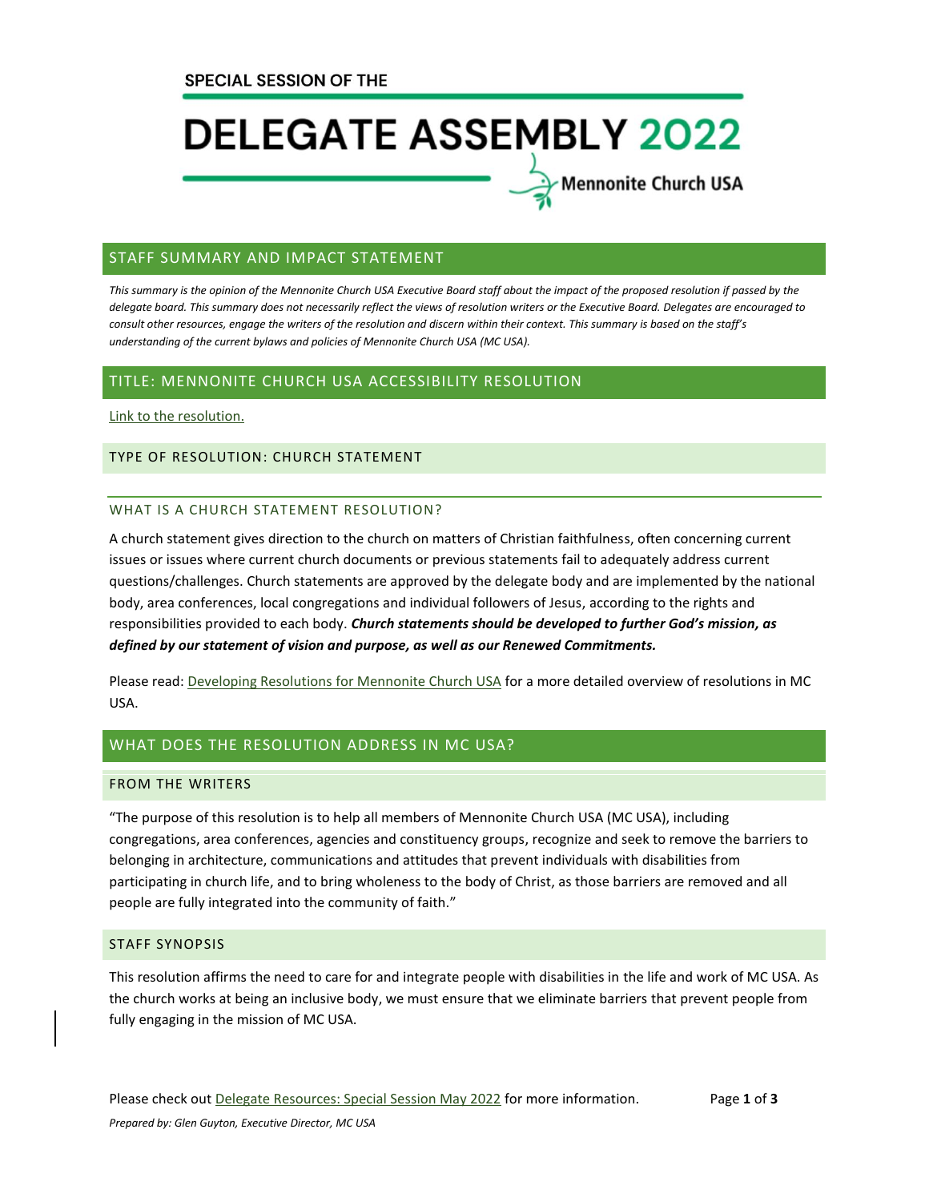SPECIAL SESSION OF THE

# DELEGATE ASSEMBLY 2022

Mennonite Church USA

## STAFF SUMMARY AND IMPACT STATEMENT

*This summary is the opinion of the Mennonite Church USA Executive Board staff about the impact of the proposed resolution if passed by the delegate board. This summary does not necessarily reflect the views of resolution writers or the Executive Board. Delegates are encouraged to consult other resources, engage the writers of the resolution and discern within their context. This summary is based on the staff's understanding of the current bylaws and policies of Mennonite Church USA (MC USA).*

## TITLE: MENNONITE CHURCH USA ACCESSIBILITY RESOLUTION

Link to the resolution.

### TYPE OF RESOLUTION: CHURCH STATEMENT

### WHAT IS A CHURCH STATEMENT RESOLUTION?

A church statement gives direction to the church on matters of Christian faithfulness, often concerning current issues or issues where current church documents or previous statements fail to adequately address current questions/challenges. Church statements are approved by the delegate body and are implemented by the national body, area conferences, local congregations and individual followers of Jesus, according to the rights and responsibilities provided to each body. ***Church statements should be developed to further God's mission, as defined by our statement of vision and purpose, as well as our Renewed Commitments.***

Please read: Developing Resolutions for Mennonite Church USA for a more detailed overview of resolutions in MC USA.

## WHAT DOES THE RESOLUTION ADDRESS IN MC USA?

### FROM THE WRITERS

"The purpose of this resolution is to help all members of Mennonite Church USA (MC USA), including congregations, area conferences, agencies and constituency groups, recognize and seek to remove the barriers to belonging in architecture, communications and attitudes that prevent individuals with disabilities from participating in church life, and to bring wholeness to the body of Christ, as those barriers are removed and all people are fully integrated into the community of faith."

### STAFF SYNOPSIS

This resolution affirms the need to care for and integrate people with disabilities in the life and work of MC USA. As the church works at being an inclusive body, we must ensure that we eliminate barriers that prevent people from fully engaging in the mission of MC USA.

Please check out Delegate Resources: Special Session May 2022 for more information.

*Prepared by: Glen Guyton, Executive Director, MC USA*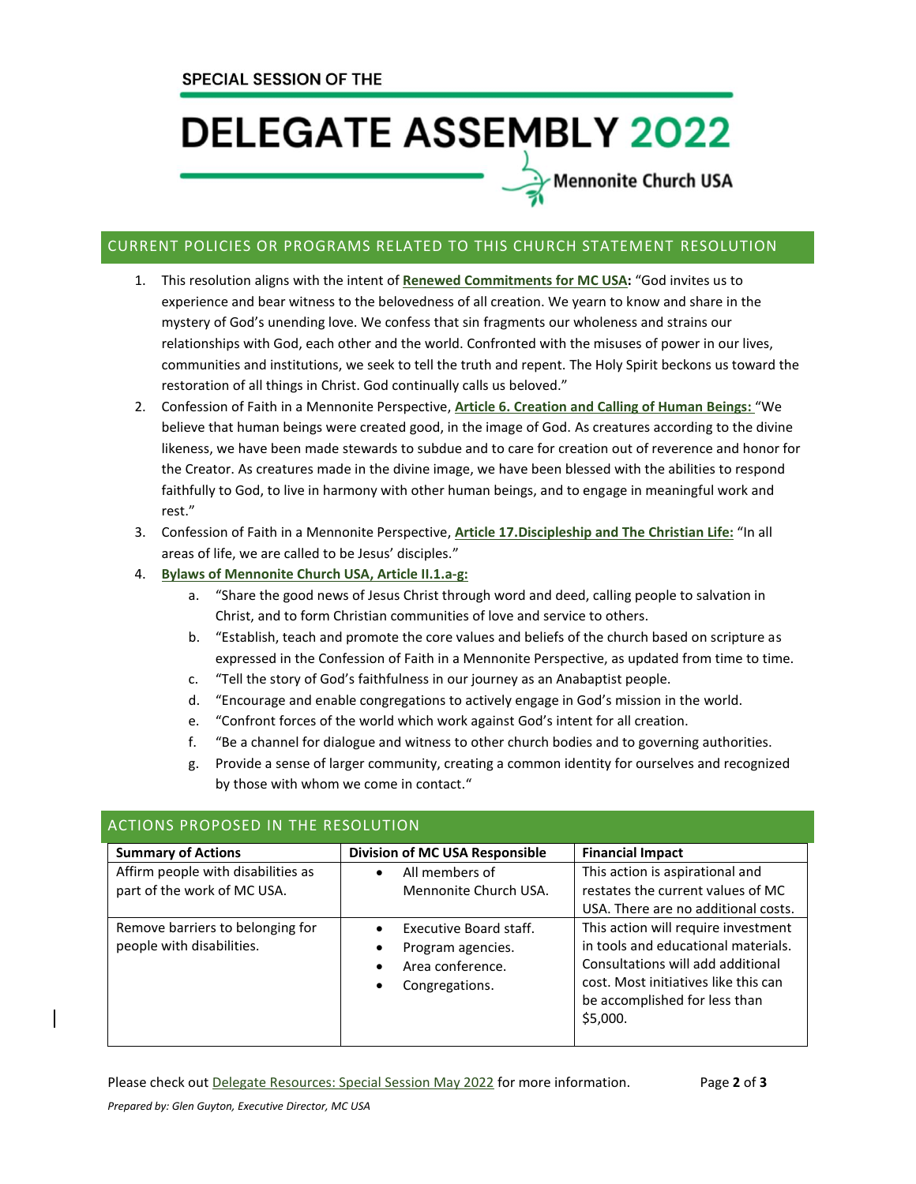## CURRENT POLICIES OR PROGRAMS RELATED TO THIS CHURCH STATEMENT RESOLUTION

1. This resolution aligns with the intent of **Renewed Commitments for MC USA:** "God invites us to experience and bear witness to the belovedness of all creation. We yearn to know and share in the mystery of God's unending love. We confess that sin fragments our wholeness and strains our relationships with God, each other and the world. Confronted with the misuses of power in our lives, communities and institutions, we seek to tell the truth and repent. The Holy Spirit beckons us toward the restoration of all things in Christ. God continually calls us beloved."
2. Confession of Faith in a Mennonite Perspective, **Article 6. Creation and Calling of Human Beings:** "We believe that human beings were created good, in the image of God. As creatures according to the divine likeness, we have been made stewards to subdue and to care for creation out of reverence and honor for the Creator. As creatures made in the divine image, we have been blessed with the abilities to respond faithfully to God, to live in harmony with other human beings, and to engage in meaningful work and rest."
3. Confession of Faith in a Mennonite Perspective, **Article 17.Discipleship and The Christian Life:** "In all areas of life, we are called to be Jesus' disciples."
4. **Bylaws of Mennonite Church USA, Article II.1.a-g:**
   a. "Share the good news of Jesus Christ through word and deed, calling people to salvation in Christ, and to form Christian communities of love and service to others.
   b. "Establish, teach and promote the core values and beliefs of the church based on scripture as expressed in the Confession of Faith in a Mennonite Perspective, as updated from time to time.
   c. "Tell the story of God's faithfulness in our journey as an Anabaptist people.
   d. "Encourage and enable congregations to actively engage in God's mission in the world.
   e. "Confront forces of the world which work against God's intent for all creation.
   f. "Be a channel for dialogue and witness to other church bodies and to governing authorities.
   g. Provide a sense of larger community, creating a common identity for ourselves and recognized by those with whom we come in contact."

## ACTIONS PROPOSED IN THE RESOLUTION

| Summary of Actions | Division of MC USA Responsible | Financial Impact |
|---|---|---|
| Affirm people with disabilities as part of the work of MC USA. | • All members of Mennonite Church USA. | This action is aspirational and restates the current values of MC USA. There are no additional costs. |
| Remove barriers to belonging for people with disabilities. | • Executive Board staff.<br>• Program agencies.<br>• Area conference.<br>• Congregations. | This action will require investment in tools and educational materials. Consultations will add additional cost. Most initiatives like this can be accomplished for less than $5,000. |

Please check out Delegate Resources: Special Session May 2022 for more information.

*Prepared by: Glen Guyton, Executive Director, MC USA*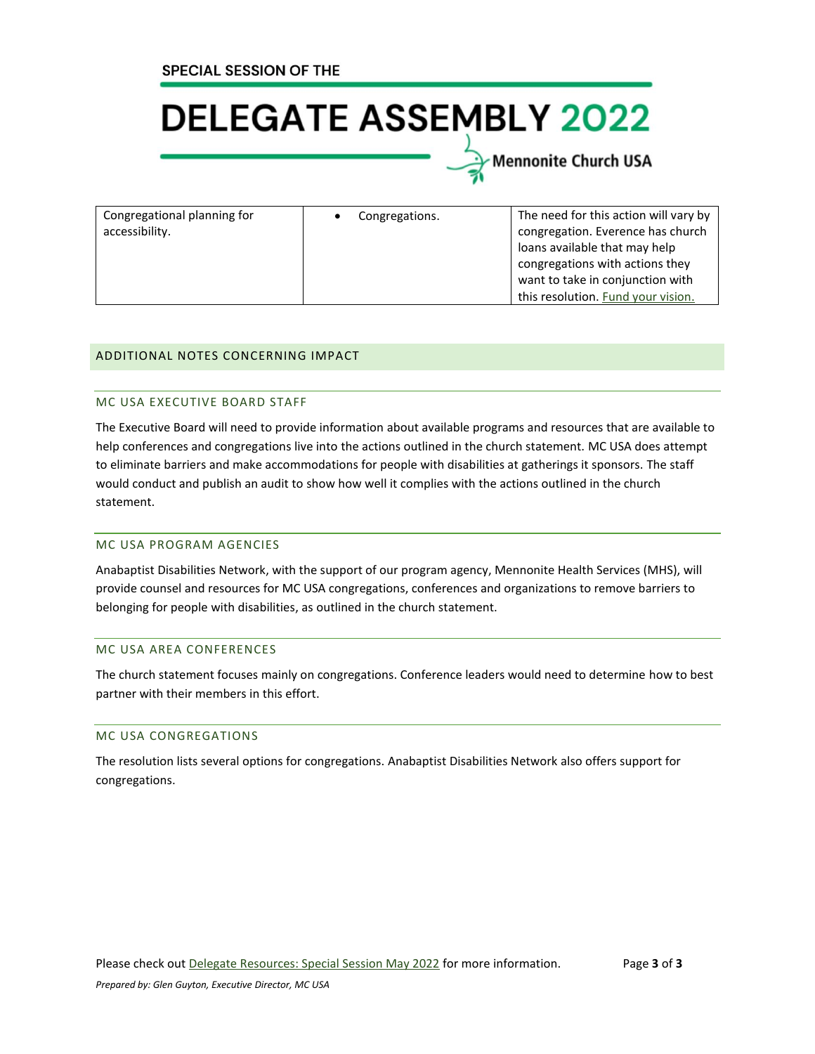| | | |
|---|---|---|
| Congregational planning for accessibility. | • Congregations. | The need for this action will vary by congregation. Everence has church loans available that may help congregations with actions they want to take in conjunction with this resolution. [Fund your vision.]() |

## ADDITIONAL NOTES CONCERNING IMPACT

### MC USA EXECUTIVE BOARD STAFF

The Executive Board will need to provide information about available programs and resources that are available to help conferences and congregations live into the actions outlined in the church statement. MC USA does attempt to eliminate barriers and make accommodations for people with disabilities at gatherings it sponsors. The staff would conduct and publish an audit to show how well it complies with the actions outlined in the church statement.

### MC USA PROGRAM AGENCIES

Anabaptist Disabilities Network, with the support of our program agency, Mennonite Health Services (MHS), will provide counsel and resources for MC USA congregations, conferences and organizations to remove barriers to belonging for people with disabilities, as outlined in the church statement.

### MC USA AREA CONFERENCES

The church statement focuses mainly on congregations. Conference leaders would need to determine how to best partner with their members in this effort.

### MC USA CONGREGATIONS

The resolution lists several options for congregations. Anabaptist Disabilities Network also offers support for congregations.

Please check out Delegate Resources: Special Session May 2022 for more information.

*Prepared by: Glen Guyton, Executive Director, MC USA*